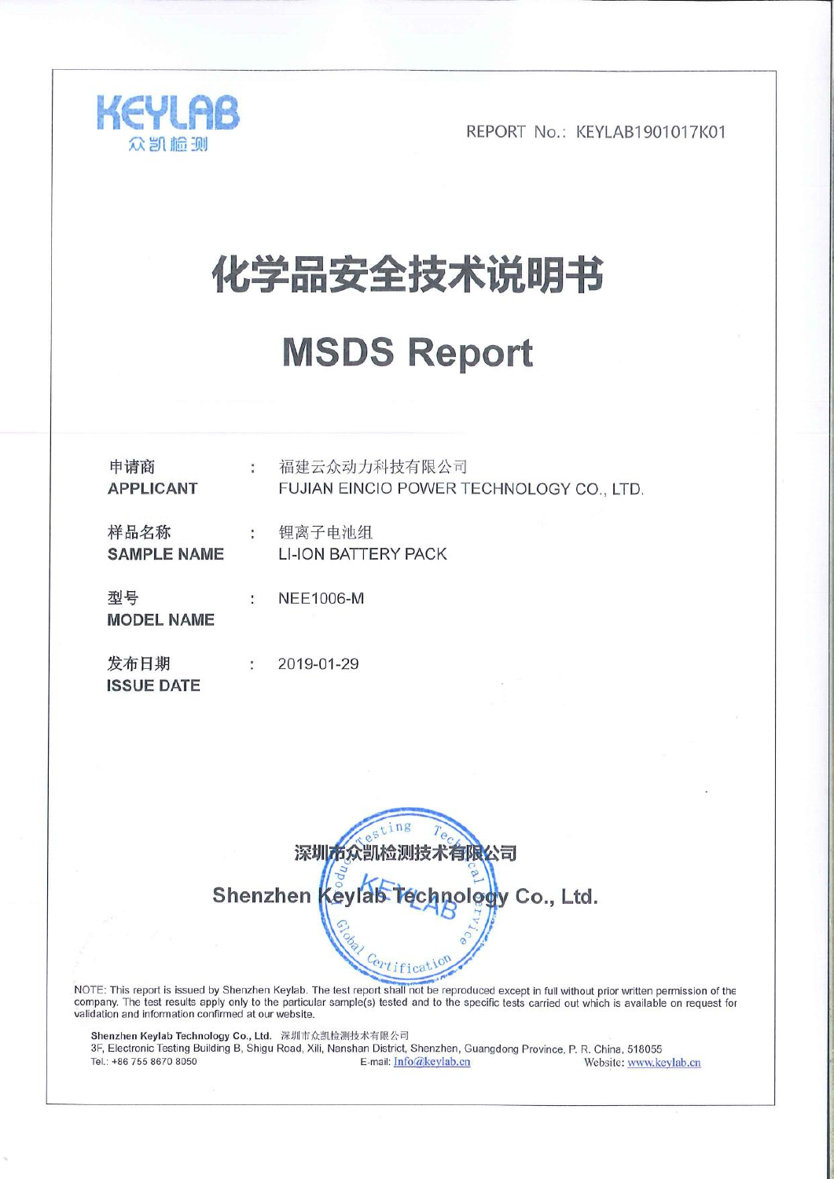KEYLAB
众凯检测

REPORT No.: KEYLAB1901017K01

# 化学品安全技术说明书

# MSDS Report

| | | |
|---|---|---|
| 申请商<br>**APPLICANT** | : | 福建云众动力科技有限公司<br>FUJIAN EINCIO POWER TECHNOLOGY CO., LTD. |
| 样品名称<br>**SAMPLE NAME** | : | 锂离子电池组<br>LI-ION BATTERY PACK |
| 型号<br>**MODEL NAME** | : | NEE1006-M |
| 发布日期<br>**ISSUE DATE** | : | 2019-01-29 |

**深圳市众凯检测技术有限公司**

**Shenzhen Keylab Technology Co., Ltd.**

NOTE: This report is issued by Shenzhen Keylab. The test report shall not be reproduced except in full without prior written permission of the company. The test results apply only to the particular sample(s) tested and to the specific tests carried out which is available on request for validation and information confirmed at our website.

**Shenzhen Keylab Technology Co., Ltd.** 深圳市众凯检测技术有限公司
3F, Electronic Testing Building B, Shigu Road, Xili, Nanshan District, Shenzhen, Guangdong Province, P. R. China, 518055
Tel.: +86 755 8670 8050 E-mail: Info@keylab.cn Website: www.keylab.cn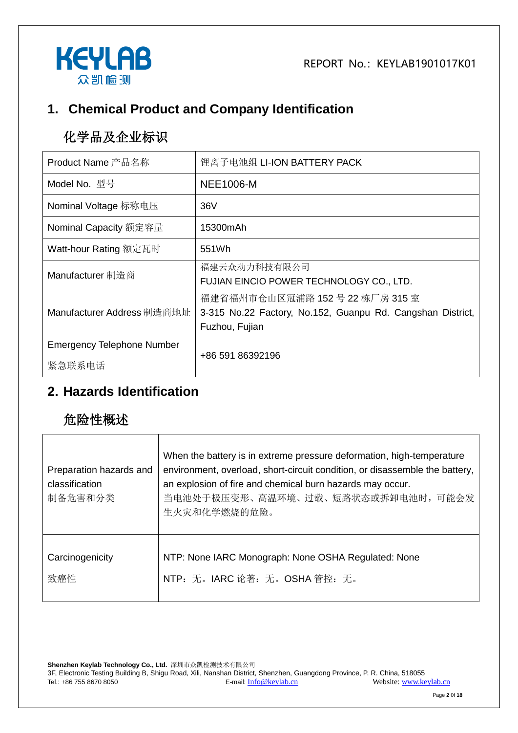## 1. Chemical Product and Company Identification

## 化学品及企业标识

| Product Name 产品名称 | 锂离子电池组 LI-ION BATTERY PACK |
|---|---|
| Model No. 型号 | NEE1006-M |
| Nominal Voltage 标称电压 | 36V |
| Nominal Capacity 额定容量 | 15300mAh |
| Watt-hour Rating 额定瓦时 | 551Wh |
| Manufacturer 制造商 | 福建云众动力科技有限公司<br>FUJIAN EINCIO POWER TECHNOLOGY CO., LTD. |
| Manufacturer Address 制造商地址 | 福建省福州市仓山区冠浦路 152 号 22 栋厂房 315 室<br>3-315 No.22 Factory, No.152, Guanpu Rd. Cangshan District, Fuzhou, Fujian |
| Emergency Telephone Number<br>紧急联系电话 | +86 591 86392196 |

## 2. Hazards Identification

## 危险性概述

| Preparation hazards and classification<br>制备危害和分类 | When the battery is in extreme pressure deformation, high-temperature environment, overload, short-circuit condition, or disassemble the battery, an explosion of fire and chemical burn hazards may occur.<br>当电池处于极压变形、高温环境、过载、短路状态或拆卸电池时，可能会发生火灾和化学燃烧的危险。 |
|---|---|
| Carcinogenicity<br>致癌性 | NTP: None IARC Monograph: None OSHA Regulated: None<br>NTP：无。IARC 论著：无。OSHA 管控：无。 |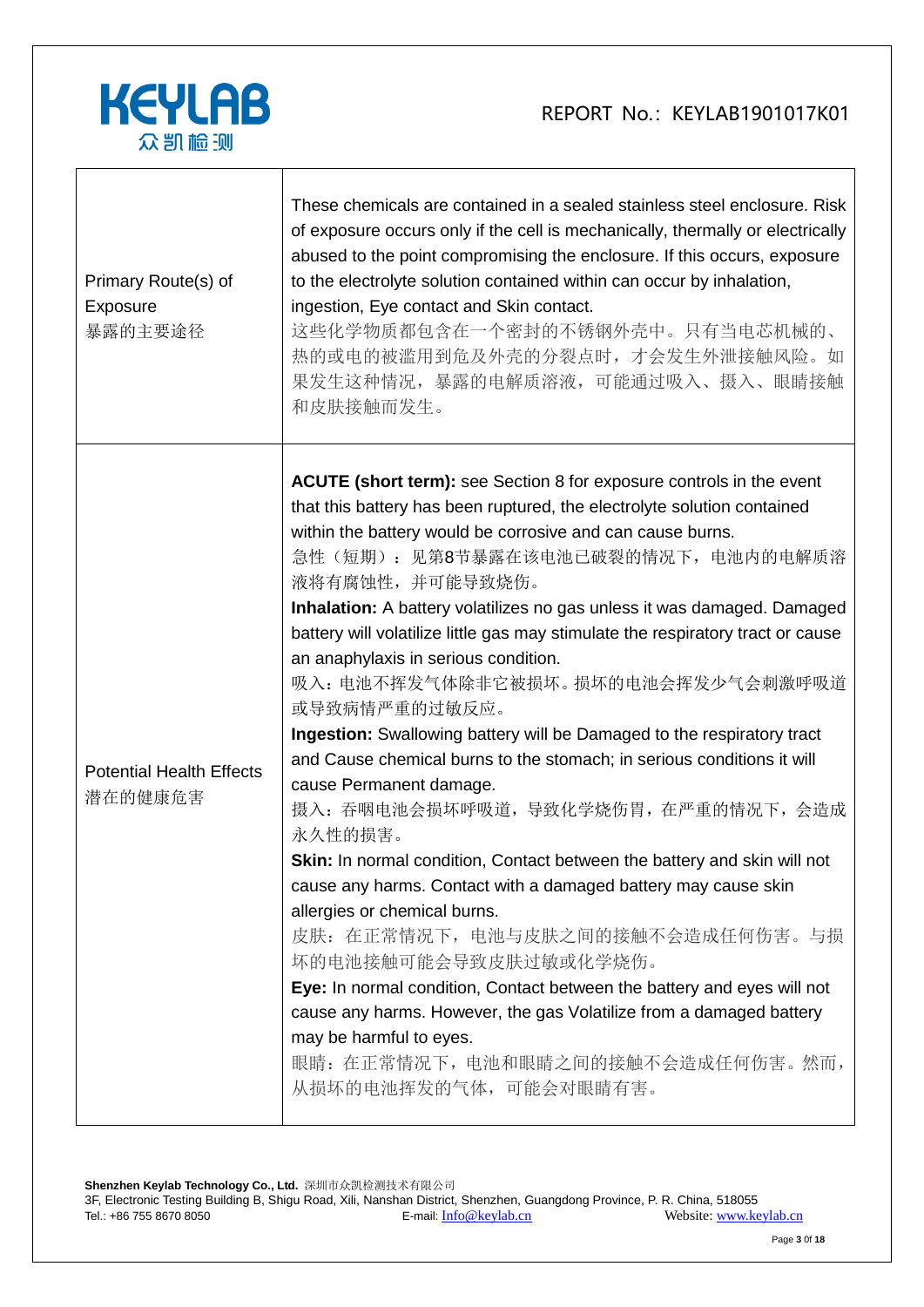| | |
|---|---|
| Primary Route(s) of Exposure<br>暴露的主要途径 | These chemicals are contained in a sealed stainless steel enclosure. Risk of exposure occurs only if the cell is mechanically, thermally or electrically abused to the point compromising the enclosure. If this occurs, exposure to the electrolyte solution contained within can occur by inhalation, ingestion, Eye contact and Skin contact.<br>这些化学物质都包含在一个密封的不锈钢外壳中。只有当电芯机械的、热的或电的被滥用到危及外壳的分裂点时，才会发生外泄接触风险。如果发生这种情况，暴露的电解质溶液，可能通过吸入、摄入、眼睛接触和皮肤接触而发生。 |
| Potential Health Effects<br>潜在的健康危害 | **ACUTE (short term):** see Section 8 for exposure controls in the event that this battery has been ruptured, the electrolyte solution contained within the battery would be corrosive and can cause burns.<br>急性（短期）：见第8节暴露在该电池已破裂的情况下，电池内的电解质溶液将有腐蚀性，并可能导致烧伤。<br>**Inhalation:** A battery volatilizes no gas unless it was damaged. Damaged battery will volatilize little gas may stimulate the respiratory tract or cause an anaphylaxis in serious condition.<br>吸入：电池不挥发气体除非它被损坏。损坏的电池会挥发少气会刺激呼吸道或导致病情严重的过敏反应。<br>**Ingestion:** Swallowing battery will be Damaged to the respiratory tract and Cause chemical burns to the stomach; in serious conditions it will cause Permanent damage.<br>摄入：吞咽电池会损坏呼吸道，导致化学烧伤胃，在严重的情况下，会造成永久性的损害。<br>**Skin:** In normal condition, Contact between the battery and skin will not cause any harms. Contact with a damaged battery may cause skin allergies or chemical burns.<br>皮肤：在正常情况下，电池与皮肤之间的接触不会造成任何伤害。与损坏的电池接触可能会导致皮肤过敏或化学烧伤。<br>**Eye:** In normal condition, Contact between the battery and eyes will not cause any harms. However, the gas Volatilize from a damaged battery may be harmful to eyes.<br>眼睛：在正常情况下，电池和眼睛之间的接触不会造成任何伤害。然而，从损坏的电池挥发的气体，可能会对眼睛有害。 |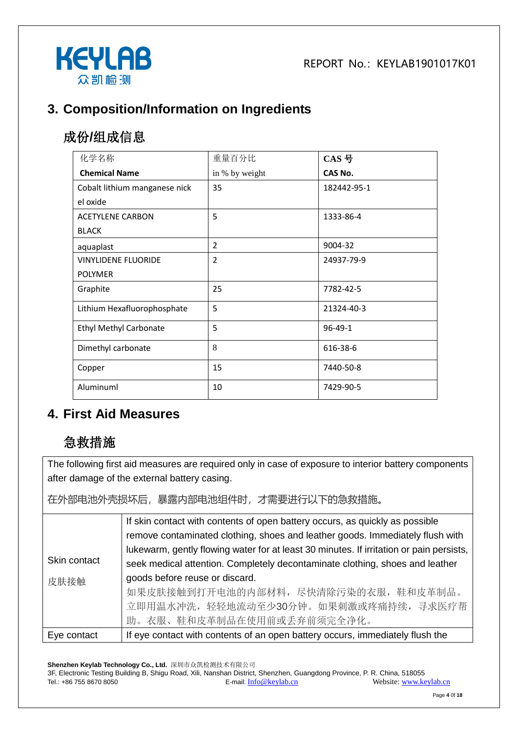## 3. Composition/Information on Ingredients

### 成份/组成信息

| 化学名称 Chemical Name | 重量百分比 in % by weight | CAS 号 CAS No. |
|---|---|---|
| Cobalt lithium manganese nick el oxide | 35 | 182442-95-1 |
| ACETYLENE CARBON BLACK | 5 | 1333-86-4 |
| aquaplast | 2 | 9004-32 |
| VINYLIDENE FLUORIDE POLYMER | 2 | 24937-79-9 |
| Graphite | 25 | 7782-42-5 |
| Lithium Hexafluorophosphate | 5 | 21324-40-3 |
| Ethyl Methyl Carbonate | 5 | 96-49-1 |
| Dimethyl carbonate | 8 | 616-38-6 |
| Copper | 15 | 7440-50-8 |
| Aluminuml | 10 | 7429-90-5 |

## 4. First Aid Measures

### 急救措施

The following first aid measures are required only in case of exposure to interior battery components after damage of the external battery casing.

在外部电池外壳损坏后，暴露内部电池组件时，才需要进行以下的急救措施。

| | |
|---|---|
| Skin contact 皮肤接触 | If skin contact with contents of open battery occurs, as quickly as possible remove contaminated clothing, shoes and leather goods. Immediately flush with lukewarm, gently flowing water for at least 30 minutes. If irritation or pain persists, seek medical attention. Completely decontaminate clothing, shoes and leather goods before reuse or discard. 如果皮肤接触到打开电池的内部材料，尽快清除污染的衣服，鞋和皮革制品。立即用温水冲洗，轻轻地流动至少30分钟。如果刺激或疼痛持续，寻求医疗帮助。衣服、鞋和皮革制品在使用前或丢弃前须完全净化。 |
| Eye contact | If eye contact with contents of an open battery occurs, immediately flush the |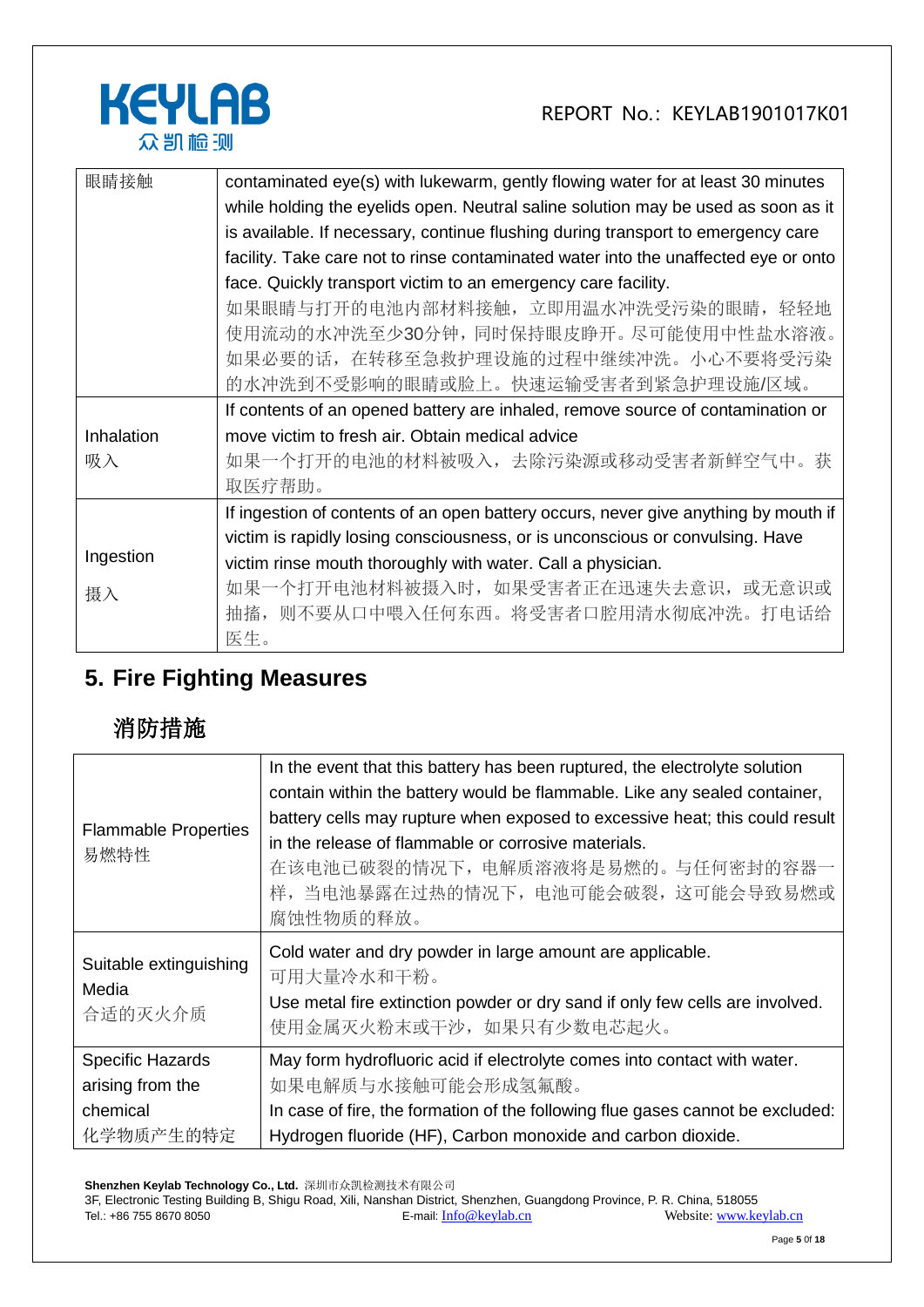| 眼睛接触 | contaminated eye(s) with lukewarm, gently flowing water for at least 30 minutes while holding the eyelids open. Neutral saline solution may be used as soon as it is available. If necessary, continue flushing during transport to emergency care facility. Take care not to rinse contaminated water into the unaffected eye or onto face. Quickly transport victim to an emergency care facility.<br>如果眼睛与打开的电池内部材料接触，立即用温水冲洗受污染的眼睛，轻轻地使用流动的水冲洗至少30分钟，同时保持眼皮睁开。尽可能使用中性盐水溶液。如果必要的话，在转移至急救护理设施的过程中继续冲洗。小心不要将受污染的水冲洗到不受影响的眼睛或脸上。快速运输受害者到紧急护理设施/区域。 |
|---|---|
| Inhalation<br>吸入 | If contents of an opened battery are inhaled, remove source of contamination or move victim to fresh air. Obtain medical advice<br>如果一个打开的电池的材料被吸入，去除污染源或移动受害者新鲜空气中。获取医疗帮助。 |
| Ingestion<br>摄入 | If ingestion of contents of an open battery occurs, never give anything by mouth if victim is rapidly losing consciousness, or is unconscious or convulsing. Have victim rinse mouth thoroughly with water. Call a physician.<br>如果一个打开电池材料被摄入时，如果受害者正在迅速失去意识，或无意识或抽搐，则不要从口中喂入任何东西。将受害者口腔用清水彻底冲洗。打电话给医生。 |

## 5. Fire Fighting Measures

## 消防措施

| Flammable Properties<br>易燃特性 | In the event that this battery has been ruptured, the electrolyte solution contain within the battery would be flammable. Like any sealed container, battery cells may rupture when exposed to excessive heat; this could result in the release of flammable or corrosive materials.<br>在该电池已破裂的情况下，电解质溶液将是易燃的。与任何密封的容器一样，当电池暴露在过热的情况下，电池可能会破裂，这可能会导致易燃或腐蚀性物质的释放。 |
|---|---|
| Suitable extinguishing Media<br>合适的灭火介质 | Cold water and dry powder in large amount are applicable.<br>可用大量冷水和干粉。<br>Use metal fire extinction powder or dry sand if only few cells are involved.<br>使用金属灭火粉末或干沙，如果只有少数电芯起火。 |
| Specific Hazards arising from the chemical<br>化学物质产生的特定 | May form hydrofluoric acid if electrolyte comes into contact with water.<br>如果电解质与水接触可能会形成氢氟酸。<br>In case of fire, the formation of the following flue gases cannot be excluded: Hydrogen fluoride (HF), Carbon monoxide and carbon dioxide. |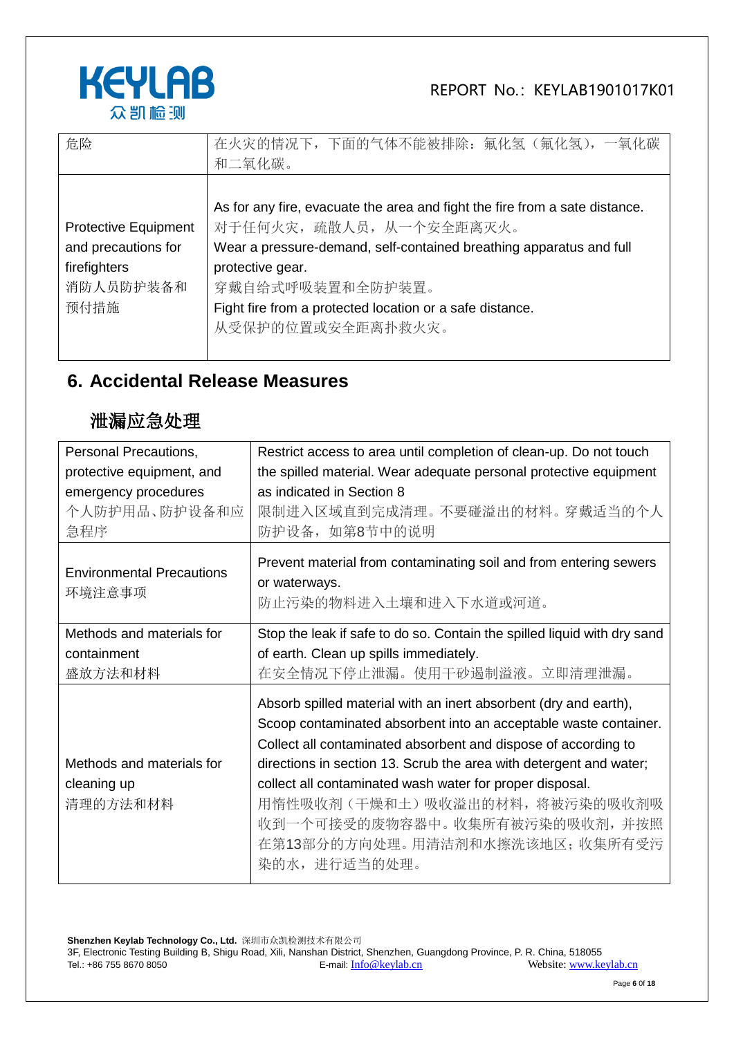| 危险 | 在火灾的情况下，下面的气体不能被排除：氟化氢（氟化氢），一氧化碳和二氧化碳。 |
|---|---|
| Protective Equipment and precautions for firefighters<br>消防人员防护装备和预付措施 | As for any fire, evacuate the area and fight the fire from a sate distance.<br>对于任何火灾，疏散人员，从一个安全距离灭火。<br>Wear a pressure-demand, self-contained breathing apparatus and full protective gear.<br>穿戴自给式呼吸装置和全防护装置。<br>Fight fire from a protected location or a safe distance.<br>从受保护的位置或安全距离扑救火灾。 |

## 6. Accidental Release Measures

## 泄漏应急处理

| Personal Precautions, protective equipment, and emergency procedures<br>个人防护用品、防护设备和应急程序 | Restrict access to area until completion of clean-up. Do not touch the spilled material. Wear adequate personal protective equipment as indicated in Section 8<br>限制进入区域直到完成清理。不要碰溢出的材料。穿戴适当的个人防护设备，如第8节中的说明 |
|---|---|
| Environmental Precautions<br>环境注意事项 | Prevent material from contaminating soil and from entering sewers or waterways.<br>防止污染的物料进入土壤和进入下水道或河道。 |
| Methods and materials for containment<br>盛放方法和材料 | Stop the leak if safe to do so. Contain the spilled liquid with dry sand of earth. Clean up spills immediately.<br>在安全情况下停止泄漏。使用干砂遏制溢液。立即清理泄漏。 |
| Methods and materials for cleaning up<br>清理的方法和材料 | Absorb spilled material with an inert absorbent (dry and earth), Scoop contaminated absorbent into an acceptable waste container. Collect all contaminated absorbent and dispose of according to directions in section 13. Scrub the area with detergent and water; collect all contaminated wash water for proper disposal.<br>用惰性吸收剂（干燥和土）吸收溢出的材料，将被污染的吸收剂吸收到一个可接受的废物容器中。收集所有被污染的吸收剂，并按照在第13部分的方向处理。用清洁剂和水擦洗该地区；收集所有受污染的水，进行适当的处理。 |

**Shenzhen Keylab Technology Co., Ltd.** 深圳市众凯检测技术有限公司
3F, Electronic Testing Building B, Shigu Road, Xili, Nanshan District, Shenzhen, Guangdong Province, P. R. China, 518055
Tel.: +86 755 8670 8050 E-mail: Info@keylab.cn Website: www.keylab.cn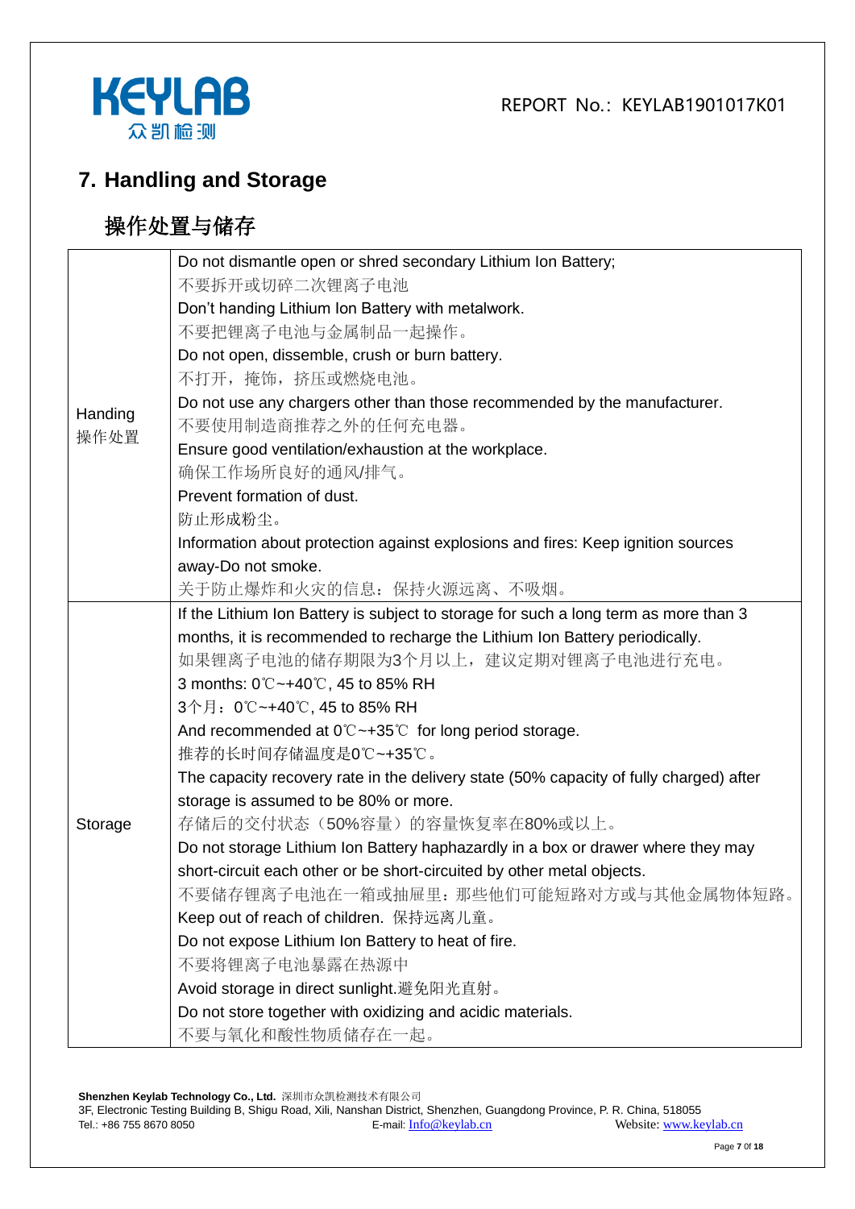# 7. Handling and Storage

## 操作处置与储存

| | |
|---|---|
| Handing<br>操作处置 | Do not dismantle open or shred secondary Lithium Ion Battery;<br>不要拆开或切碎二次锂离子电池<br>Don't handing Lithium Ion Battery with metalwork.<br>不要把锂离子电池与金属制品一起操作。<br>Do not open, dissemble, crush or burn battery.<br>不打开，掩饰，挤压或燃烧电池。<br>Do not use any chargers other than those recommended by the manufacturer.<br>不要使用制造商推荐之外的任何充电器。<br>Ensure good ventilation/exhaustion at the workplace.<br>确保工作场所良好的通风/排气。<br>Prevent formation of dust.<br>防止形成粉尘。<br>Information about protection against explosions and fires: Keep ignition sources away-Do not smoke.<br>关于防止爆炸和火灾的信息：保持火源远离、不吸烟。 |
| Storage | If the Lithium Ion Battery is subject to storage for such a long term as more than 3 months, it is recommended to recharge the Lithium Ion Battery periodically.<br>如果锂离子电池的储存期限为3个月以上，建议定期对锂离子电池进行充电。<br>3 months: 0℃~+40℃, 45 to 85% RH<br>3个月：0℃~+40℃, 45 to 85% RH<br>And recommended at 0℃~+35℃ for long period storage.<br>推荐的长时间存储温度是0℃~+35℃。<br>The capacity recovery rate in the delivery state (50% capacity of fully charged) after storage is assumed to be 80% or more.<br>存储后的交付状态（50%容量）的容量恢复率在80%或以上。<br>Do not storage Lithium Ion Battery haphazardly in a box or drawer where they may short-circuit each other or be short-circuited by other metal objects.<br>不要储存锂离子电池在一箱或抽屉里：那些他们可能短路对方或与其他金属物体短路。<br>Keep out of reach of children. 保持远离儿童。<br>Do not expose Lithium Ion Battery to heat of fire.<br>不要将锂离子电池暴露在热源中<br>Avoid storage in direct sunlight.避免阳光直射。<br>Do not store together with oxidizing and acidic materials.<br>不要与氧化和酸性物质储存在一起。 |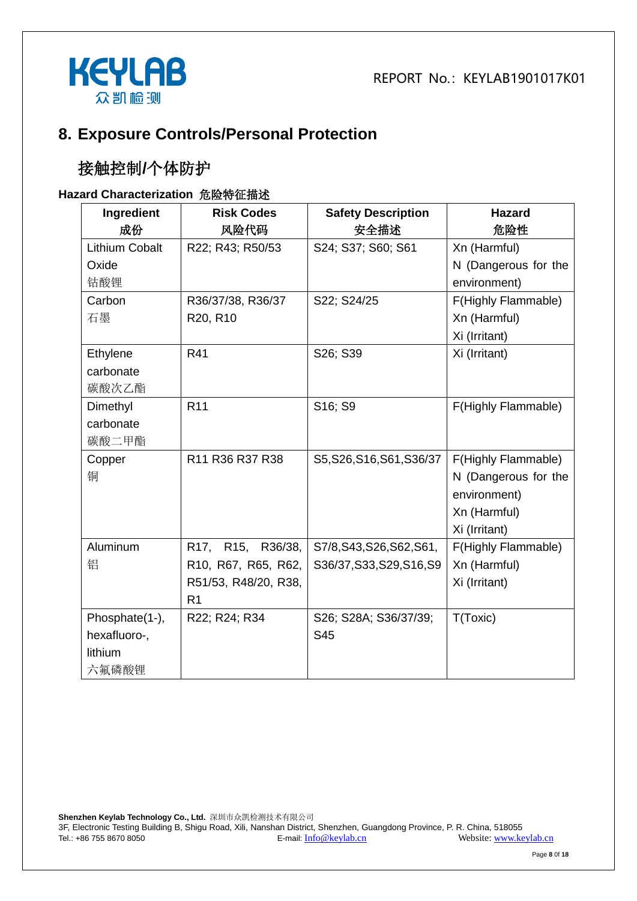## 8. Exposure Controls/Personal Protection

## 接触控制/个体防护

**Hazard Characterization 危险特征描述**

| Ingredient<br>成份 | Risk Codes<br>风险代码 | Safety Description<br>安全描述 | Hazard<br>危险性 |
|---|---|---|---|
| Lithium Cobalt Oxide<br>钴酸锂 | R22; R43; R50/53 | S24; S37; S60; S61 | Xn (Harmful)<br>N (Dangerous for the environment) |
| Carbon<br>石墨 | R36/37/38, R36/37<br>R20, R10 | S22; S24/25 | F(Highly Flammable)<br>Xn (Harmful)<br>Xi (Irritant) |
| Ethylene carbonate<br>碳酸次乙酯 | R41 | S26; S39 | Xi (Irritant) |
| Dimethyl carbonate<br>碳酸二甲酯 | R11 | S16; S9 | F(Highly Flammable) |
| Copper<br>铜 | R11 R36 R37 R38 | S5,S26,S16,S61,S36/37 | F(Highly Flammable)<br>N (Dangerous for the environment)<br>Xn (Harmful)<br>Xi (Irritant) |
| Aluminum<br>铝 | R17, R15, R36/38, R10, R67, R65, R62, R51/53, R48/20, R38, R1 | S7/8,S43,S26,S62,S61, S36/37,S33,S29,S16,S9 | F(Highly Flammable)<br>Xn (Harmful)<br>Xi (Irritant) |
| Phosphate(1-), hexafluoro-, lithium<br>六氟磷酸锂 | R22; R24; R34 | S26; S28A; S36/37/39; S45 | T(Toxic) |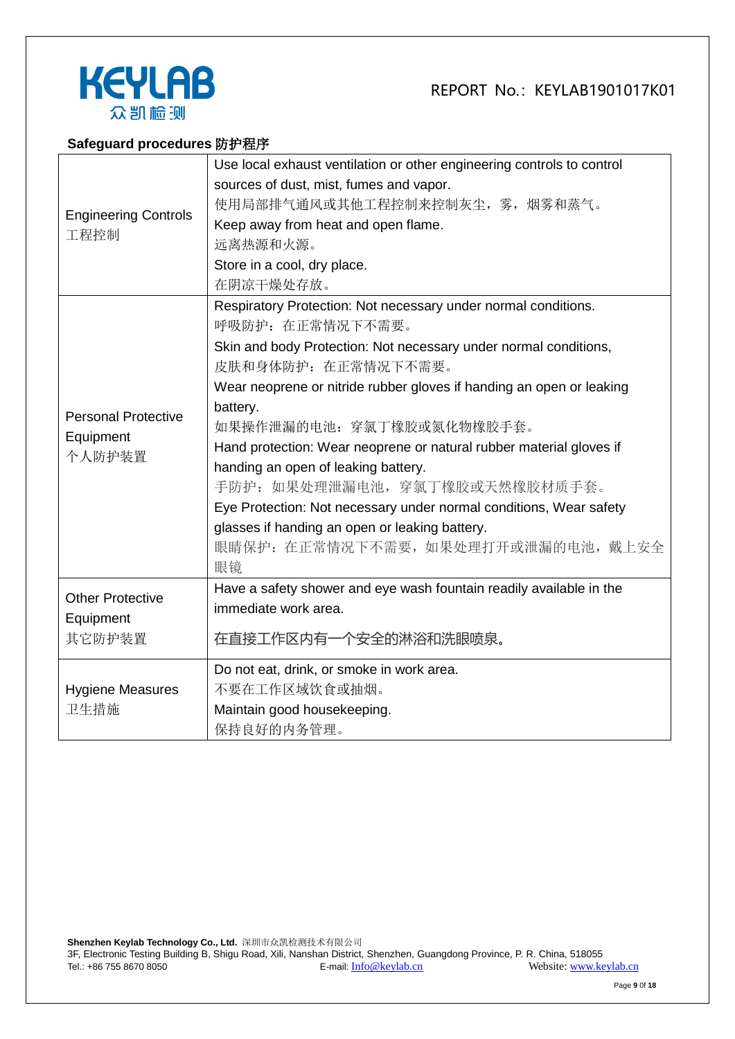**Safeguard procedures 防护程序**

| | |
|---|---|
| Engineering Controls<br>工程控制 | Use local exhaust ventilation or other engineering controls to control sources of dust, mist, fumes and vapor.<br>使用局部排气通风或其他工程控制来控制灰尘，雾，烟雾和蒸气。<br>Keep away from heat and open flame.<br>远离热源和火源。<br>Store in a cool, dry place.<br>在阴凉干燥处存放。 |
| Personal Protective Equipment<br>个人防护装置 | Respiratory Protection: Not necessary under normal conditions.<br>呼吸防护：在正常情况下不需要。<br>Skin and body Protection: Not necessary under normal conditions,<br>皮肤和身体防护：在正常情况下不需要。<br>Wear neoprene or nitride rubber gloves if handing an open or leaking battery.<br>如果操作泄漏的电池：穿氯丁橡胶或氮化物橡胶手套。<br>Hand protection: Wear neoprene or natural rubber material gloves if handing an open of leaking battery.<br>手防护：如果处理泄漏电池，穿氯丁橡胶或天然橡胶材质手套。<br>Eye Protection: Not necessary under normal conditions, Wear safety glasses if handing an open or leaking battery.<br>眼睛保护：在正常情况下不需要，如果处理打开或泄漏的电池，戴上安全眼镜 |
| Other Protective Equipment<br>其它防护装置 | Have a safety shower and eye wash fountain readily available in the immediate work area.<br>在直接工作区内有一个安全的淋浴和洗眼喷泉。 |
| Hygiene Measures<br>卫生措施 | Do not eat, drink, or smoke in work area.<br>不要在工作区域饮食或抽烟。<br>Maintain good housekeeping.<br>保持良好的内务管理。 |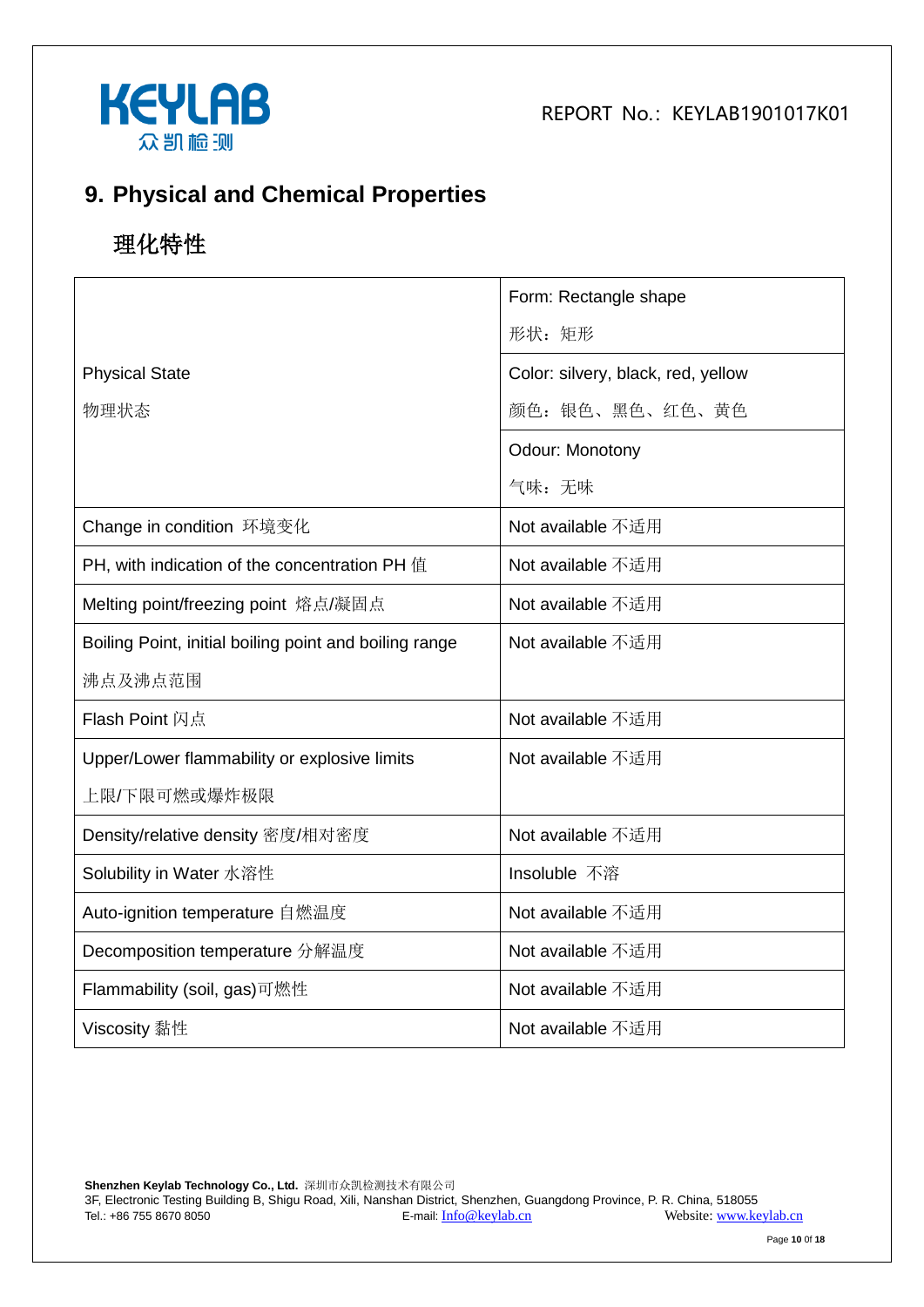## 9. Physical and Chemical Properties

## 理化特性

| | |
|---|---|
| Physical State<br>物理状态 | Form: Rectangle shape<br>形状：矩形 |
| | Color: silvery, black, red, yellow<br>颜色：银色、黑色、红色、黄色 |
| | Odour: Monotony<br>气味：无味 |
| Change in condition 环境变化 | Not available 不适用 |
| PH, with indication of the concentration PH 值 | Not available 不适用 |
| Melting point/freezing point 熔点/凝固点 | Not available 不适用 |
| Boiling Point, initial boiling point and boiling range<br>沸点及沸点范围 | Not available 不适用 |
| Flash Point 闪点 | Not available 不适用 |
| Upper/Lower flammability or explosive limits<br>上限/下限可燃或爆炸极限 | Not available 不适用 |
| Density/relative density 密度/相对密度 | Not available 不适用 |
| Solubility in Water 水溶性 | Insoluble 不溶 |
| Auto-ignition temperature 自燃温度 | Not available 不适用 |
| Decomposition temperature 分解温度 | Not available 不适用 |
| Flammability (soil, gas)可燃性 | Not available 不适用 |
| Viscosity 黏性 | Not available 不适用 |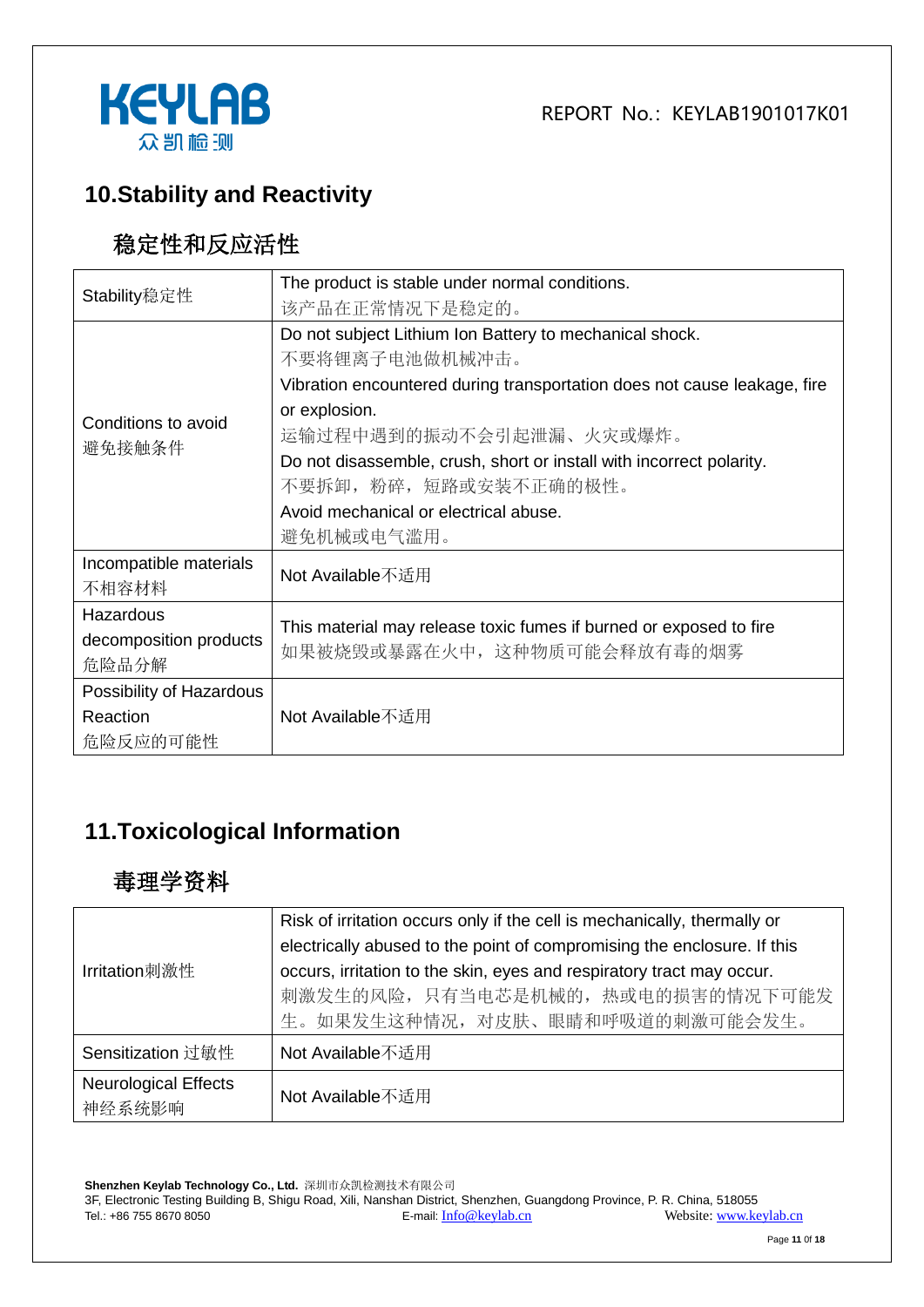## 10.Stability and Reactivity

## 稳定性和反应活性

| | |
|---|---|
| Stability稳定性 | The product is stable under normal conditions.<br>该产品在正常情况下是稳定的。 |
| Conditions to avoid<br>避免接触条件 | Do not subject Lithium Ion Battery to mechanical shock.<br>不要将锂离子电池做机械冲击。<br>Vibration encountered during transportation does not cause leakage, fire or explosion.<br>运输过程中遇到的振动不会引起泄漏、火灾或爆炸。<br>Do not disassemble, crush, short or install with incorrect polarity.<br>不要拆卸，粉碎，短路或安装不正确的极性。<br>Avoid mechanical or electrical abuse.<br>避免机械或电气滥用。 |
| Incompatible materials<br>不相容材料 | Not Available不适用 |
| Hazardous decomposition products<br>危险品分解 | This material may release toxic fumes if burned or exposed to fire<br>如果被烧毁或暴露在火中，这种物质可能会释放有毒的烟雾 |
| Possibility of Hazardous Reaction<br>危险反应的可能性 | Not Available不适用 |

## 11.Toxicological Information

## 毒理学资料

| | |
|---|---|
| Irritation刺激性 | Risk of irritation occurs only if the cell is mechanically, thermally or electrically abused to the point of compromising the enclosure. If this occurs, irritation to the skin, eyes and respiratory tract may occur.<br>刺激发生的风险，只有当电芯是机械的，热或电的损害的情况下可能发生。如果发生这种情况，对皮肤、眼睛和呼吸道的刺激可能会发生。 |
| Sensitization 过敏性 | Not Available不适用 |
| Neurological Effects<br>神经系统影响 | Not Available不适用 |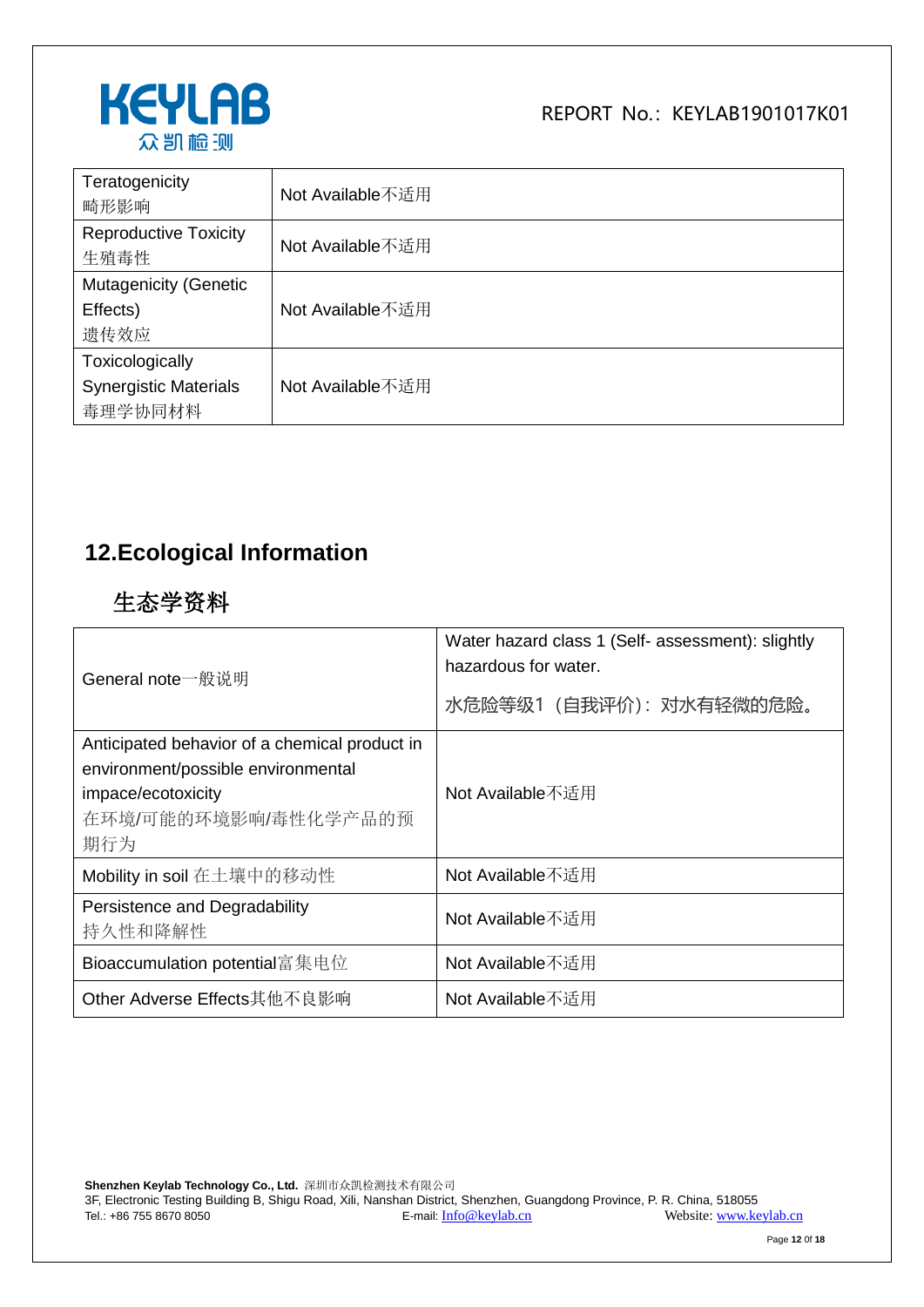| Teratogenicity<br>畸形影响 | Not Available不适用 |
|---|---|
| Reproductive Toxicity<br>生殖毒性 | Not Available不适用 |
| Mutagenicity (Genetic Effects)<br>遗传效应 | Not Available不适用 |
| Toxicologically Synergistic Materials<br>毒理学协同材料 | Not Available不适用 |

## 12.Ecological Information

## 生态学资料

| General note一般说明 | Water hazard class 1 (Self- assessment): slightly hazardous for water.<br>水危险等级1（自我评价）：对水有轻微的危险。 |
|---|---|
| Anticipated behavior of a chemical product in environment/possible environmental impace/ecotoxicity<br>在环境/可能的环境影响/毒性化学产品的预期行为 | Not Available不适用 |
| Mobility in soil 在土壤中的移动性 | Not Available不适用 |
| Persistence and Degradability<br>持久性和降解性 | Not Available不适用 |
| Bioaccumulation potential富集电位 | Not Available不适用 |
| Other Adverse Effects其他不良影响 | Not Available不适用 |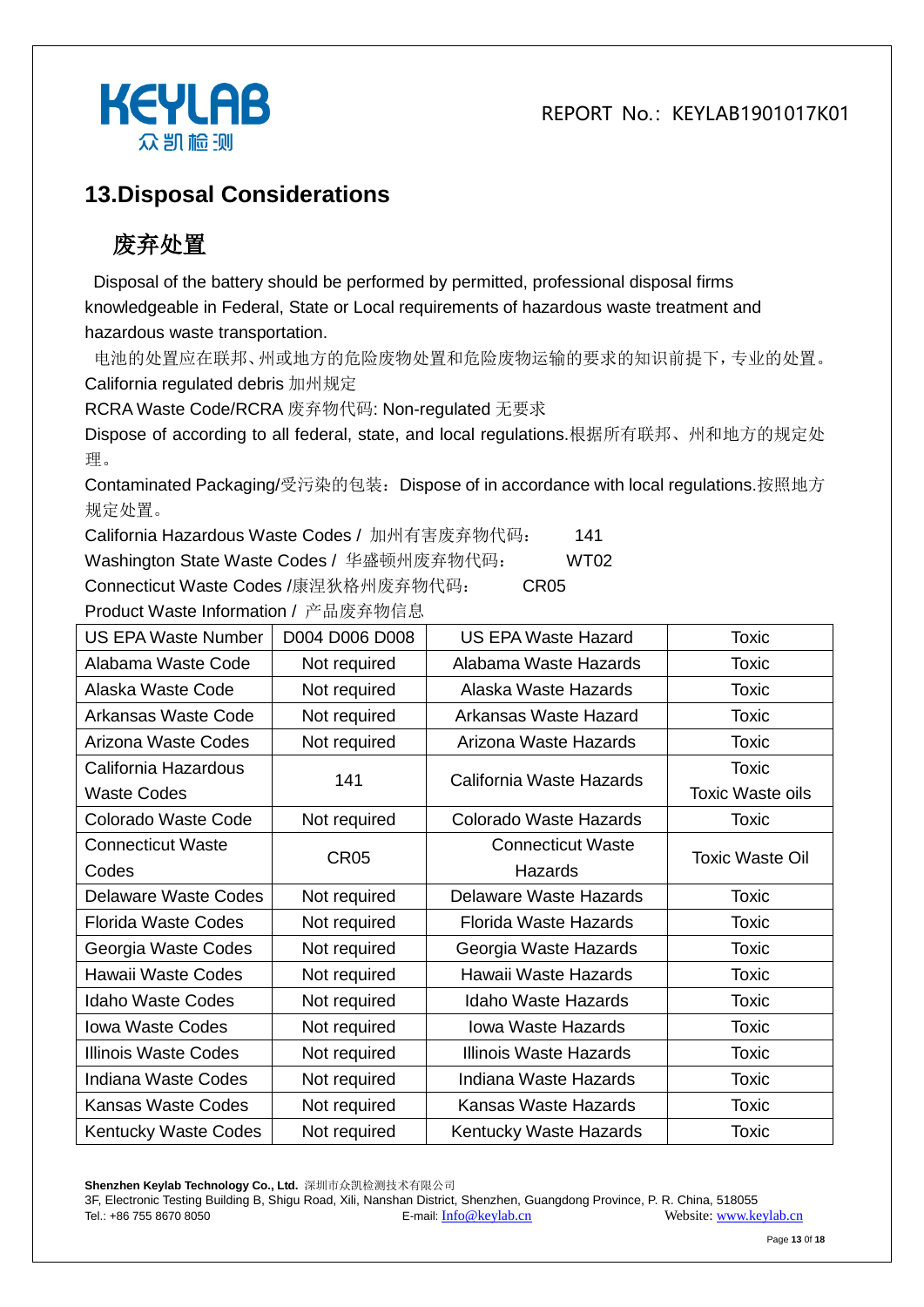## 13.Disposal Considerations

## 废弃处置

Disposal of the battery should be performed by permitted, professional disposal firms knowledgeable in Federal, State or Local requirements of hazardous waste treatment and hazardous waste transportation.

电池的处置应在联邦、州或地方的危险废物处置和危险废物运输的要求的知识前提下，专业的处置。

California regulated debris 加州规定

RCRA Waste Code/RCRA 废弃物代码: Non-regulated 无要求

Dispose of according to all federal, state, and local regulations.根据所有联邦、州和地方的规定处理。

Contaminated Packaging/受污染的包装：Dispose of in accordance with local regulations.按照地方规定处置。

California Hazardous Waste Codes / 加州有害废弃物代码： 141

Washington State Waste Codes / 华盛顿州废弃物代码： WT02

Connecticut Waste Codes /康涅狄格州废弃物代码： CR05

Product Waste Information / 产品废弃物信息

| US EPA Waste Number | D004 D006 D008 | US EPA Waste Hazard | Toxic |
|---|---|---|---|
| Alabama Waste Code | Not required | Alabama Waste Hazards | Toxic |
| Alaska Waste Code | Not required | Alaska Waste Hazards | Toxic |
| Arkansas Waste Code | Not required | Arkansas Waste Hazard | Toxic |
| Arizona Waste Codes | Not required | Arizona Waste Hazards | Toxic |
| California Hazardous Waste Codes | 141 | California Waste Hazards | Toxic<br>Toxic Waste oils |
| Colorado Waste Code | Not required | Colorado Waste Hazards | Toxic |
| Connecticut Waste Codes | CR05 | Connecticut Waste Hazards | Toxic Waste Oil |
| Delaware Waste Codes | Not required | Delaware Waste Hazards | Toxic |
| Florida Waste Codes | Not required | Florida Waste Hazards | Toxic |
| Georgia Waste Codes | Not required | Georgia Waste Hazards | Toxic |
| Hawaii Waste Codes | Not required | Hawaii Waste Hazards | Toxic |
| Idaho Waste Codes | Not required | Idaho Waste Hazards | Toxic |
| Iowa Waste Codes | Not required | Iowa Waste Hazards | Toxic |
| Illinois Waste Codes | Not required | Illinois Waste Hazards | Toxic |
| Indiana Waste Codes | Not required | Indiana Waste Hazards | Toxic |
| Kansas Waste Codes | Not required | Kansas Waste Hazards | Toxic |
| Kentucky Waste Codes | Not required | Kentucky Waste Hazards | Toxic |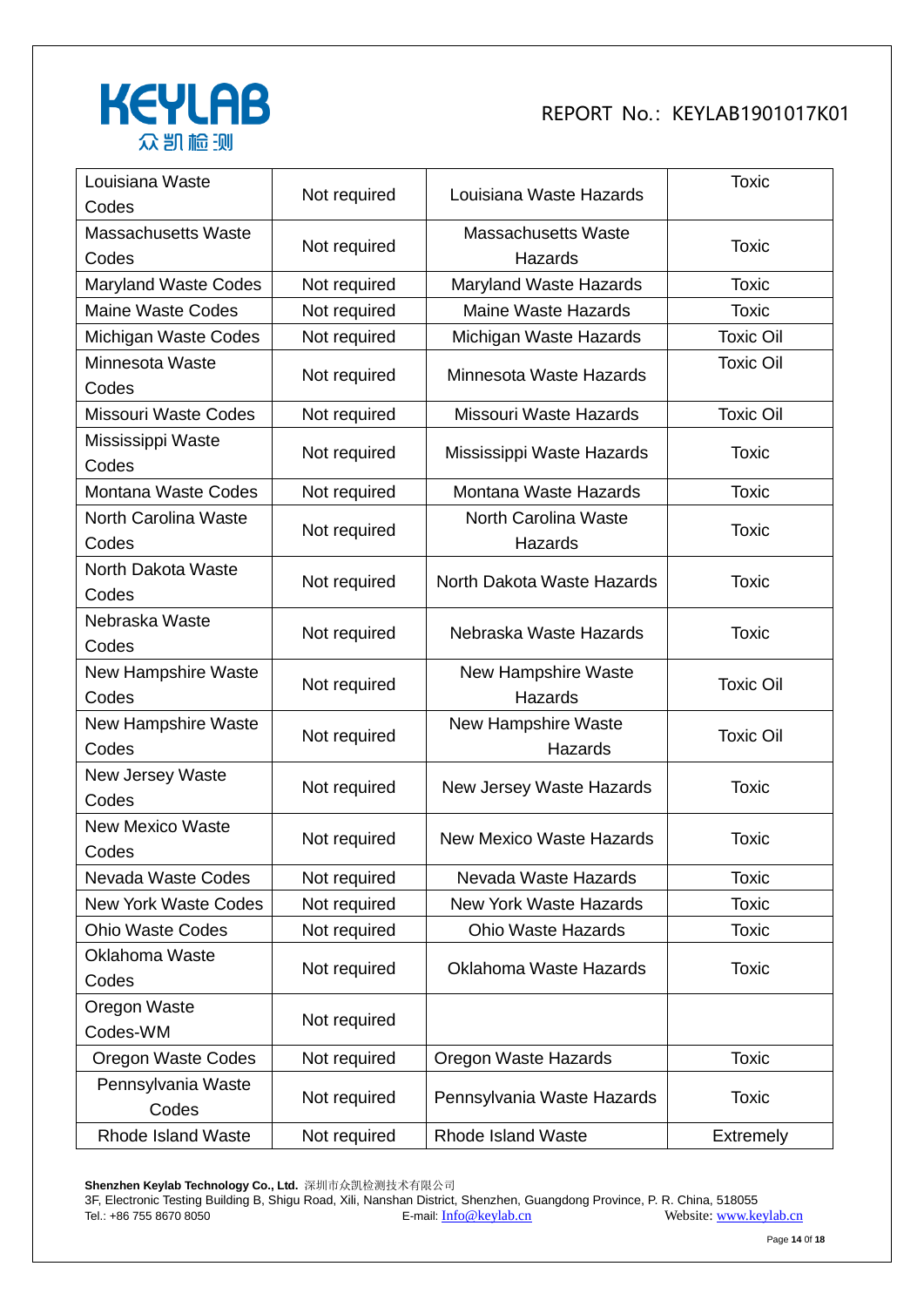| Louisiana Waste Codes | Not required | Louisiana Waste Hazards | Toxic |
|---|---|---|---|
| Massachusetts Waste Codes | Not required | Massachusetts Waste Hazards | Toxic |
| Maryland Waste Codes | Not required | Maryland Waste Hazards | Toxic |
| Maine Waste Codes | Not required | Maine Waste Hazards | Toxic |
| Michigan Waste Codes | Not required | Michigan Waste Hazards | Toxic Oil |
| Minnesota Waste Codes | Not required | Minnesota Waste Hazards | Toxic Oil |
| Missouri Waste Codes | Not required | Missouri Waste Hazards | Toxic Oil |
| Mississippi Waste Codes | Not required | Mississippi Waste Hazards | Toxic |
| Montana Waste Codes | Not required | Montana Waste Hazards | Toxic |
| North Carolina Waste Codes | Not required | North Carolina Waste Hazards | Toxic |
| North Dakota Waste Codes | Not required | North Dakota Waste Hazards | Toxic |
| Nebraska Waste Codes | Not required | Nebraska Waste Hazards | Toxic |
| New Hampshire Waste Codes | Not required | New Hampshire Waste Hazards | Toxic Oil |
| New Hampshire Waste Codes | Not required | New Hampshire Waste Hazards | Toxic Oil |
| New Jersey Waste Codes | Not required | New Jersey Waste Hazards | Toxic |
| New Mexico Waste Codes | Not required | New Mexico Waste Hazards | Toxic |
| Nevada Waste Codes | Not required | Nevada Waste Hazards | Toxic |
| New York Waste Codes | Not required | New York Waste Hazards | Toxic |
| Ohio Waste Codes | Not required | Ohio Waste Hazards | Toxic |
| Oklahoma Waste Codes | Not required | Oklahoma Waste Hazards | Toxic |
| Oregon Waste Codes-WM | Not required | | |
| Oregon Waste Codes | Not required | Oregon Waste Hazards | Toxic |
| Pennsylvania Waste Codes | Not required | Pennsylvania Waste Hazards | Toxic |
| Rhode Island Waste | Not required | Rhode Island Waste | Extremely |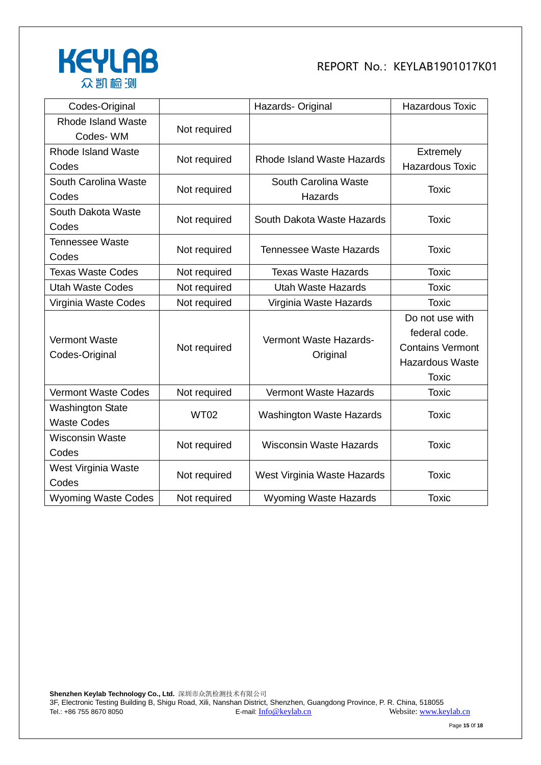| Codes-Original | | Hazards- Original | Hazardous Toxic |
|---|---|---|---|
| Rhode Island Waste Codes- WM | Not required | | |
| Rhode Island Waste Codes | Not required | Rhode Island Waste Hazards | Extremely Hazardous Toxic |
| South Carolina Waste Codes | Not required | South Carolina Waste Hazards | Toxic |
| South Dakota Waste Codes | Not required | South Dakota Waste Hazards | Toxic |
| Tennessee Waste Codes | Not required | Tennessee Waste Hazards | Toxic |
| Texas Waste Codes | Not required | Texas Waste Hazards | Toxic |
| Utah Waste Codes | Not required | Utah Waste Hazards | Toxic |
| Virginia Waste Codes | Not required | Virginia Waste Hazards | Toxic |
| Vermont Waste Codes-Original | Not required | Vermont Waste Hazards-Original | Do not use with federal code. Contains Vermont Hazardous Waste Toxic |
| Vermont Waste Codes | Not required | Vermont Waste Hazards | Toxic |
| Washington State Waste Codes | WT02 | Washington Waste Hazards | Toxic |
| Wisconsin Waste Codes | Not required | Wisconsin Waste Hazards | Toxic |
| West Virginia Waste Codes | Not required | West Virginia Waste Hazards | Toxic |
| Wyoming Waste Codes | Not required | Wyoming Waste Hazards | Toxic |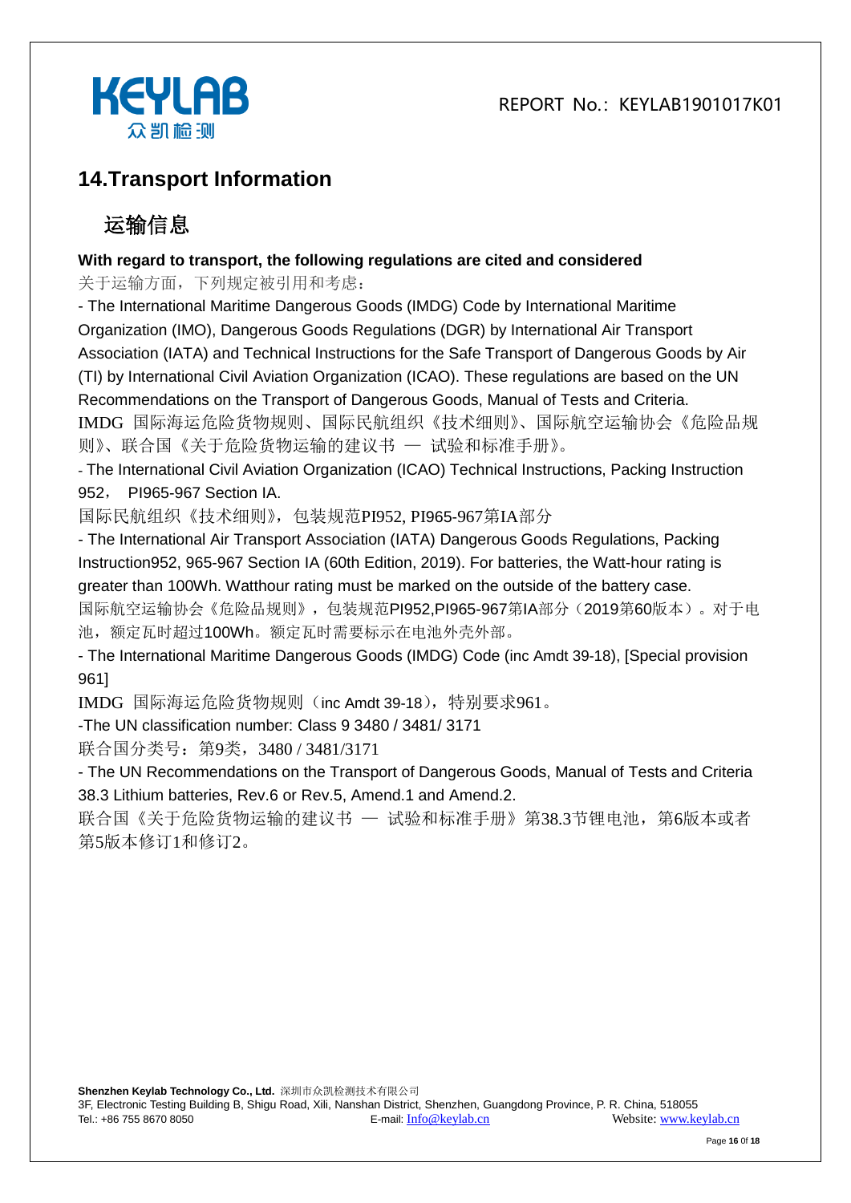## 14.Transport Information

## 运输信息

**With regard to transport, the following regulations are cited and considered**

关于运输方面，下列规定被引用和考虑：

- The International Maritime Dangerous Goods (IMDG) Code by International Maritime Organization (IMO), Dangerous Goods Regulations (DGR) by International Air Transport Association (IATA) and Technical Instructions for the Safe Transport of Dangerous Goods by Air (TI) by International Civil Aviation Organization (ICAO). These regulations are based on the UN Recommendations on the Transport of Dangerous Goods, Manual of Tests and Criteria.

IMDG 国际海运危险货物规则、国际民航组织《技术细则》、国际航空运输协会《危险品规则》、联合国《关于危险货物运输的建议书 — 试验和标准手册》。

- The International Civil Aviation Organization (ICAO) Technical Instructions, Packing Instruction 952， PI965-967 Section IA.

国际民航组织《技术细则》，包装规范PI952, PI965-967第IA部分

- The International Air Transport Association (IATA) Dangerous Goods Regulations, Packing Instruction952, 965-967 Section IA (60th Edition, 2019). For batteries, the Watt-hour rating is greater than 100Wh. Watthour rating must be marked on the outside of the battery case.

国际航空运输协会《危险品规则》，包装规范PI952,PI965-967第IA部分（2019第60版本）。对于电池，额定瓦时超过100Wh。额定瓦时需要标示在电池外壳外部。

- The International Maritime Dangerous Goods (IMDG) Code (inc Amdt 39-18), [Special provision 961]

IMDG 国际海运危险货物规则（inc Amdt 39-18），特别要求961。

-The UN classification number: Class 9 3480 / 3481/ 3171

联合国分类号：第9类，3480 / 3481/3171

- The UN Recommendations on the Transport of Dangerous Goods, Manual of Tests and Criteria 38.3 Lithium batteries, Rev.6 or Rev.5, Amend.1 and Amend.2.

联合国《关于危险货物运输的建议书 — 试验和标准手册》第38.3节锂电池，第6版本或者第5版本修订1和修订2。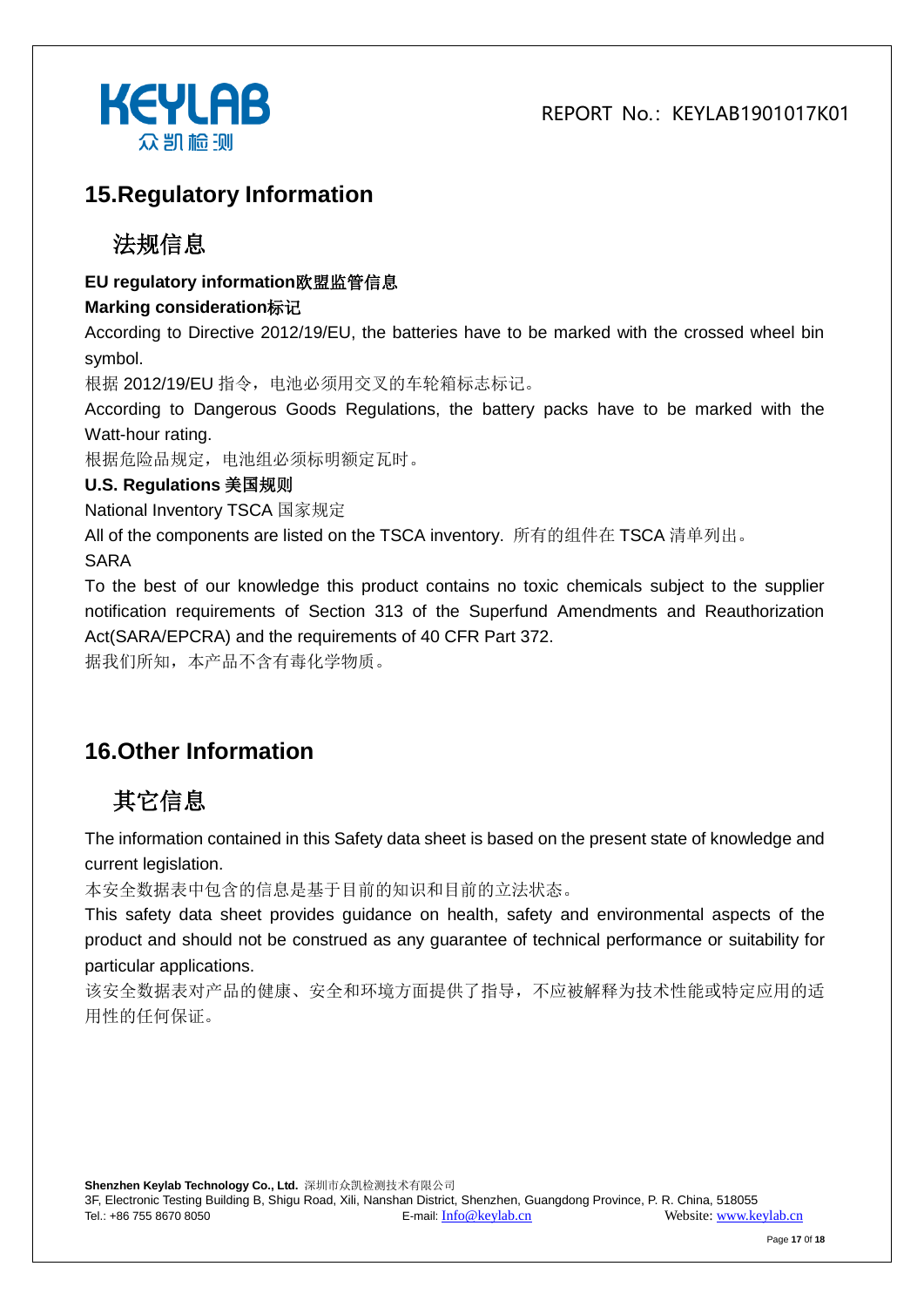## 15.Regulatory Information

## 法规信息

**EU regulatory information欧盟监管信息**

**Marking consideration标记**

According to Directive 2012/19/EU, the batteries have to be marked with the crossed wheel bin symbol.

根据 2012/19/EU 指令，电池必须用交叉的车轮箱标志标记。

According to Dangerous Goods Regulations, the battery packs have to be marked with the Watt-hour rating.

根据危险品规定，电池组必须标明额定瓦时。

**U.S. Regulations 美国规则**

National Inventory TSCA 国家规定

All of the components are listed on the TSCA inventory. 所有的组件在 TSCA 清单列出。

SARA

To the best of our knowledge this product contains no toxic chemicals subject to the supplier notification requirements of Section 313 of the Superfund Amendments and Reauthorization Act(SARA/EPCRA) and the requirements of 40 CFR Part 372.

据我们所知，本产品不含有毒化学物质。

## 16.Other Information

## 其它信息

The information contained in this Safety data sheet is based on the present state of knowledge and current legislation.

本安全数据表中包含的信息是基于目前的知识和目前的立法状态。

This safety data sheet provides guidance on health, safety and environmental aspects of the product and should not be construed as any guarantee of technical performance or suitability for particular applications.

该安全数据表对产品的健康、安全和环境方面提供了指导，不应被解释为技术性能或特定应用的适用性的任何保证。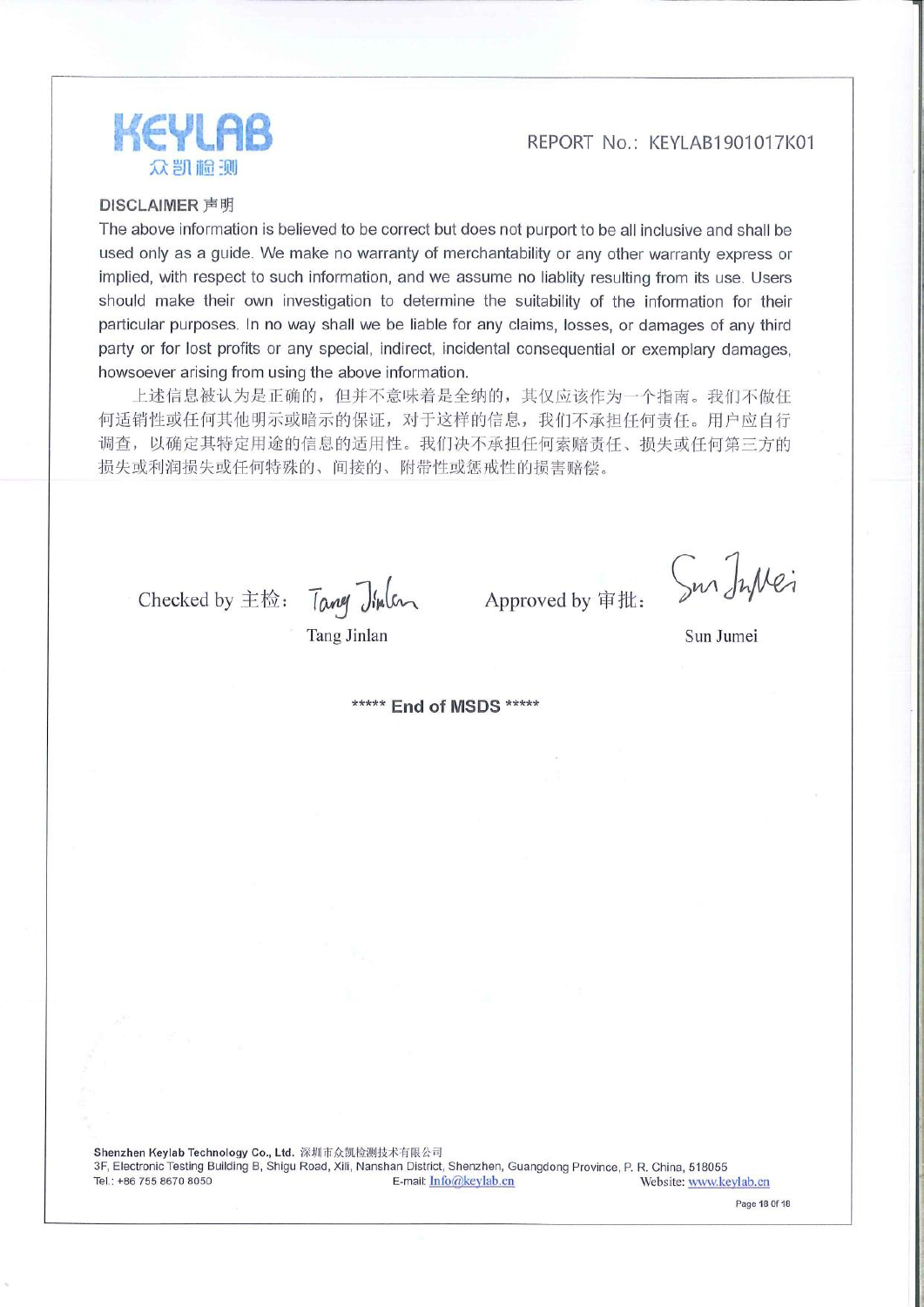REPORT No.: KEYLAB1901017K01

**DISCLAIMER 声明**

The above information is believed to be correct but does not purport to be all inclusive and shall be used only as a guide. We make no warranty of merchantability or any other warranty express or implied, with respect to such information, and we assume no liablity resulting from its use. Users should make their own investigation to determine the suitability of the information for their particular purposes. In no way shall we be liable for any claims, losses, or damages of any third party or for lost profits or any special, indirect, incidental consequential or exemplary damages, howsoever arising from using the above information.

上述信息被认为是正确的，但并不意味着是全纳的，其仅应该作为一个指南。我们不做任何适销性或任何其他明示或暗示的保证，对于这样的信息，我们不承担任何责任。用户应自行调查，以确定其特定用途的信息的适用性。我们决不承担任何索赔责任、损失或任何第三方的损失或利润损失或任何特殊的、间接的、附带性或惩戒性的损害赔偿。

Checked by 主检： Tang Jinlan

Approved by 审批： Sun Jumei

***** End of MSDS *****

Shenzhen Keylab Technology Co., Ltd. 深圳市众凯检测技术有限公司
3F, Electronic Testing Building B, Shigu Road, Xili, Nanshan District, Shenzhen, Guangdong Province, P. R. China, 518055
Tel.: +86 755 8670 8050 E-mail: Info@keylab.cn Website: www.keylab.cn